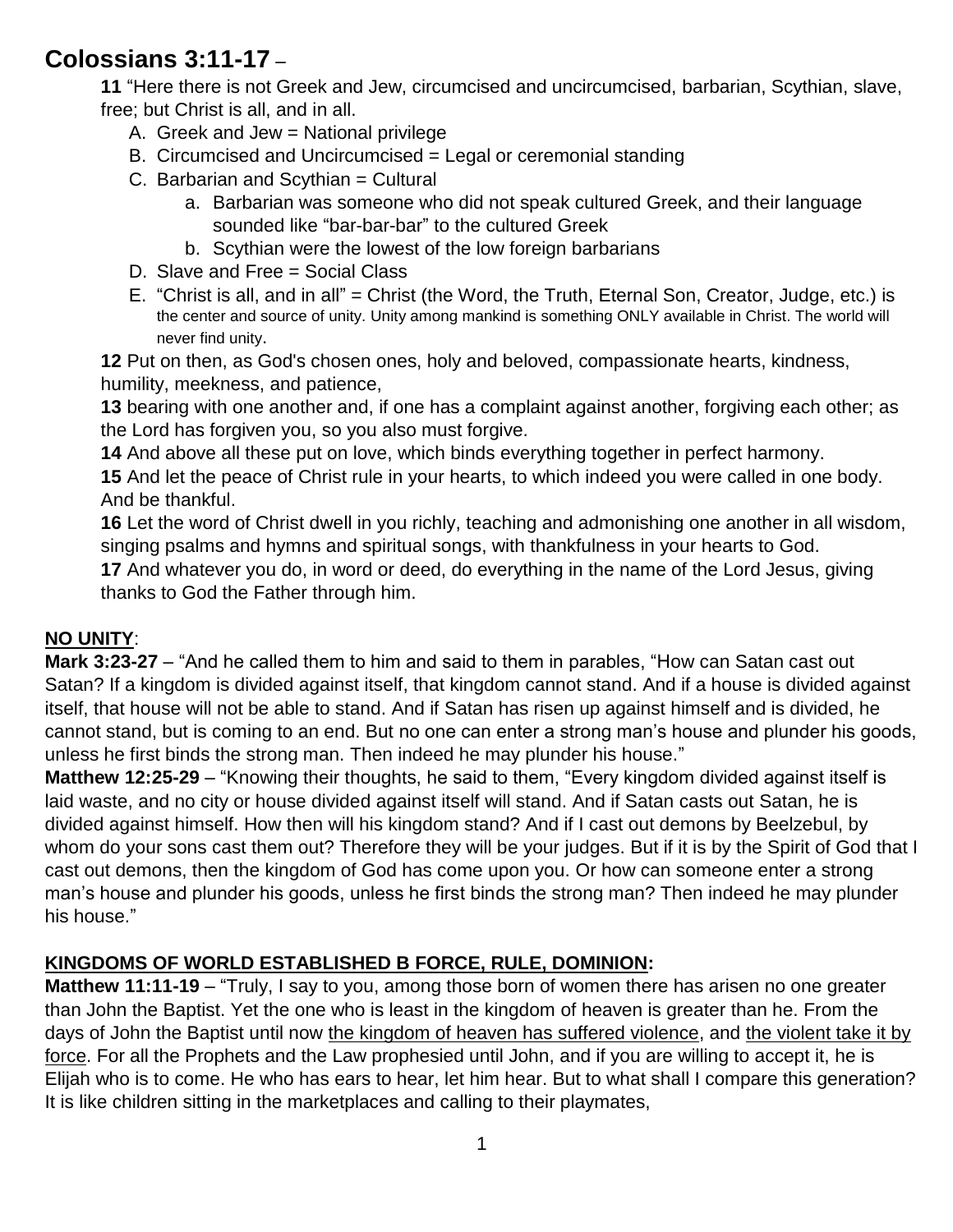# Colossians 3:11-17 –

**11** "Here there is not Greek and Jew, circumcised and uncircumcised, barbarian, Scythian, slave, free; but Christ is all, and in all.

A. Greek and Jew = National privilege
B. Circumcised and Uncircumcised = Legal or ceremonial standing
C. Barbarian and Scythian = Cultural
   a. Barbarian was someone who did not speak cultured Greek, and their language sounded like "bar-bar-bar" to the cultured Greek
   b. Scythian were the lowest of the low foreign barbarians
D. Slave and Free = Social Class
E. "Christ is all, and in all" = Christ (the Word, the Truth, Eternal Son, Creator, Judge, etc.) is the center and source of unity. Unity among mankind is something ONLY available in Christ. The world will never find unity.

**12** Put on then, as God's chosen ones, holy and beloved, compassionate hearts, kindness, humility, meekness, and patience,
**13** bearing with one another and, if one has a complaint against another, forgiving each other; as the Lord has forgiven you, so you also must forgive.
**14** And above all these put on love, which binds everything together in perfect harmony.
**15** And let the peace of Christ rule in your hearts, to which indeed you were called in one body. And be thankful.
**16** Let the word of Christ dwell in you richly, teaching and admonishing one another in all wisdom, singing psalms and hymns and spiritual songs, with thankfulness in your hearts to God.
**17** And whatever you do, in word or deed, do everything in the name of the Lord Jesus, giving thanks to God the Father through him.

**NO UNITY**:

**Mark 3:23-27** – "And he called them to him and said to them in parables, "How can Satan cast out Satan? If a kingdom is divided against itself, that kingdom cannot stand. And if a house is divided against itself, that house will not be able to stand. And if Satan has risen up against himself and is divided, he cannot stand, but is coming to an end. But no one can enter a strong man's house and plunder his goods, unless he first binds the strong man. Then indeed he may plunder his house."

**Matthew 12:25-29** – "Knowing their thoughts, he said to them, "Every kingdom divided against itself is laid waste, and no city or house divided against itself will stand. And if Satan casts out Satan, he is divided against himself. How then will his kingdom stand? And if I cast out demons by Beelzebul, by whom do your sons cast them out? Therefore they will be your judges. But if it is by the Spirit of God that I cast out demons, then the kingdom of God has come upon you. Or how can someone enter a strong man's house and plunder his goods, unless he first binds the strong man? Then indeed he may plunder his house."

**KINGDOMS OF WORLD ESTABLISHED B FORCE, RULE, DOMINION:**

**Matthew 11:11-19** – "Truly, I say to you, among those born of women there has arisen no one greater than John the Baptist. Yet the one who is least in the kingdom of heaven is greater than he. From the days of John the Baptist until now the kingdom of heaven has suffered violence, and the violent take it by force. For all the Prophets and the Law prophesied until John, and if you are willing to accept it, he is Elijah who is to come. He who has ears to hear, let him hear. But to what shall I compare this generation? It is like children sitting in the marketplaces and calling to their playmates,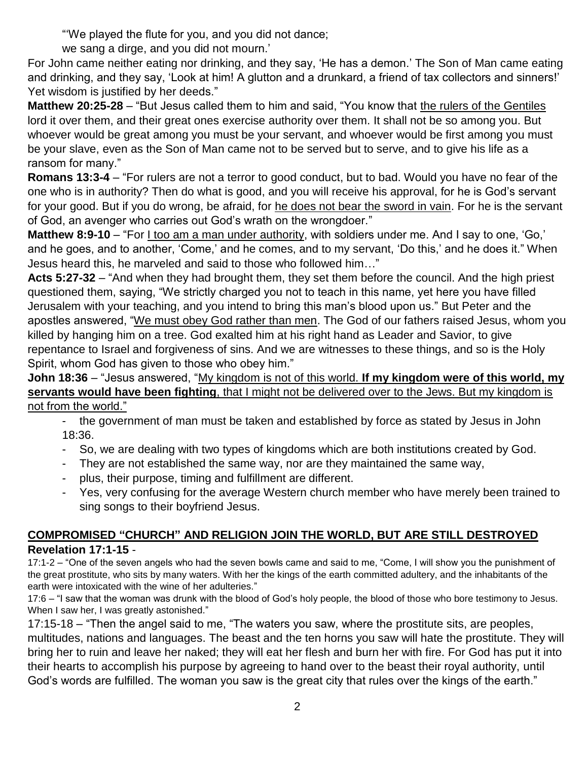“‘We played the flute for you, and you did not dance;

we sang a dirge, and you did not mourn.’

For John came neither eating nor drinking, and they say, ‘He has a demon.’ The Son of Man came eating and drinking, and they say, ‘Look at him! A glutton and a drunkard, a friend of tax collectors and sinners!’ Yet wisdom is justified by her deeds.”

**Matthew 20:25-28** – “But Jesus called them to him and said, “You know that <u>the rulers of the Gentiles</u> lord it over them, and their great ones exercise authority over them. It shall not be so among you. But whoever would be great among you must be your servant, and whoever would be first among you must be your slave, even as the Son of Man came not to be served but to serve, and to give his life as a ransom for many.”

**Romans 13:3-4** – “For rulers are not a terror to good conduct, but to bad. Would you have no fear of the one who is in authority? Then do what is good, and you will receive his approval, for he is God’s servant for your good. But if you do wrong, be afraid, for <u>he does not bear the sword in vain</u>. For he is the servant of God, an avenger who carries out God’s wrath on the wrongdoer.”

**Matthew 8:9-10** – “For <u>I too am a man under authority</u>, with soldiers under me. And I say to one, ‘Go,’ and he goes, and to another, ‘Come,’ and he comes, and to my servant, ‘Do this,’ and he does it.” When Jesus heard this, he marveled and said to those who followed him…”

**Acts 5:27-32** – “And when they had brought them, they set them before the council. And the high priest questioned them, saying, “We strictly charged you not to teach in this name, yet here you have filled Jerusalem with your teaching, and you intend to bring this man’s blood upon us.” But Peter and the apostles answered, “<u>We must obey God rather than men</u>. The God of our fathers raised Jesus, whom you killed by hanging him on a tree. God exalted him at his right hand as Leader and Savior, to give repentance to Israel and forgiveness of sins. And we are witnesses to these things, and so is the Holy Spirit, whom God has given to those who obey him.”

**John 18:36** – “Jesus answered, “<u>My kingdom is not of this world.</u> <u>**If my kingdom were of this world, my servants would have been fighting**</u><u>, that I might not be delivered over to the Jews. But my kingdom is not from the world.”</u>

- the government of man must be taken and established by force as stated by Jesus in John 18:36.
- So, we are dealing with two types of kingdoms which are both institutions created by God.
- They are not established the same way, nor are they maintained the same way,
- plus, their purpose, timing and fulfillment are different.
- Yes, very confusing for the average Western church member who have merely been trained to sing songs to their boyfriend Jesus.

## <u>COMPROMISED “CHURCH” AND RELIGION JOIN THE WORLD, BUT ARE STILL DESTROYED</u>

**Revelation 17:1-15** -

17:1-2 – “One of the seven angels who had the seven bowls came and said to me, “Come, I will show you the punishment of the great prostitute, who sits by many waters. With her the kings of the earth committed adultery, and the inhabitants of the earth were intoxicated with the wine of her adulteries.”

17:6 – “I saw that the woman was drunk with the blood of God’s holy people, the blood of those who bore testimony to Jesus. When I saw her, I was greatly astonished.”

17:15-18 – “Then the angel said to me, “The waters you saw, where the prostitute sits, are peoples, multitudes, nations and languages. The beast and the ten horns you saw will hate the prostitute. They will bring her to ruin and leave her naked; they will eat her flesh and burn her with fire. For God has put it into their hearts to accomplish his purpose by agreeing to hand over to the beast their royal authority, until God’s words are fulfilled. The woman you saw is the great city that rules over the kings of the earth.”